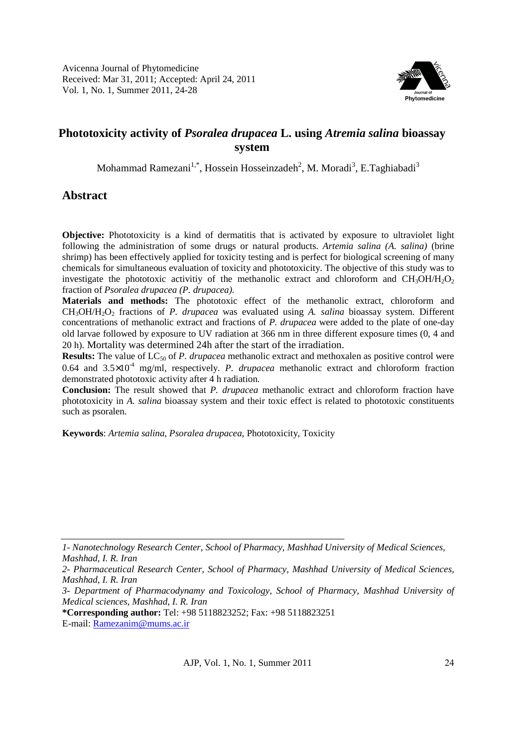Avicenna Journal of Phytomedicine
Received: Mar 31, 2011; Accepted: April 24, 2011
Vol. 1, No. 1, Summer 2011, 24-28

# Phototoxicity activity of *Psoralea drupacea* L. using *Atremia salina* bioassay system

Mohammad Ramezani[1,*], Hossein Hosseinzadeh[2], M. Moradi[3], E.Taghiabadi[3]

## Abstract

**Objective:** Phototoxicity is a kind of dermatitis that is activated by exposure to ultraviolet light following the administration of some drugs or natural products. *Artemia salina (A. salina)* (brine shrimp) has been effectively applied for toxicity testing and is perfect for biological screening of many chemicals for simultaneous evaluation of toxicity and phototoxicity. The objective of this study was to investigate the phototoxic activitiy of the methanolic extract and chloroform and $CH_3OH/H_2O_2$ fraction of *Psoralea drupacea (P. drupacea).*

**Materials and methods:** The phototoxic effect of the methanolic extract, chloroform and $CH_3OH/H_2O_2$ fractions of *P. drupacea* was evaluated using *A. salina* bioassay system. Different concentrations of methanolic extract and fractions of *P. drupacea* were added to the plate of one-day old larvae followed by exposure to UV radiation at 366 nm in three different exposure times (0, 4 and 20 h). Mortality was determined 24h after the start of the irradiation.

**Results:** The value of $LC_{50}$ of *P. drupacea* methanolic extract and methoxalen as positive control were 0.64 and $3.5\times10^{-4}$ mg/ml, respectively. *P. drupacea* methanolic extract and chloroform fraction demonstrated phototoxic activity after 4 h radiation.

**Conclusion:** The result showed that *P. drupacea* methanolic extract and chloroform fraction have phototoxicity in *A. salina* bioassay system and their toxic effect is related to phototoxic constituents such as psoralen.

**Keywords**: *Artemia salina*, *Psoralea drupacea*, Phototoxicity, Toxicity

---

*1- Nanotechnology Research Center, School of Pharmacy, Mashhad University of Medical Sciences, Mashhad, I. R. Iran*

*2- Pharmaceutical Research Center, School of Pharmacy, Mashhad University of Medical Sciences, Mashhad, I. R. Iran*

*3- Department of Pharmacodynamy and Toxicology, School of Pharmacy, Mashhad University of Medical sciences, Mashhad, I. R. Iran*

**\*Corresponding author:** Tel: +98 5118823252; Fax: +98 5118823251
E-mail: Ramezanim@mums.ac.ir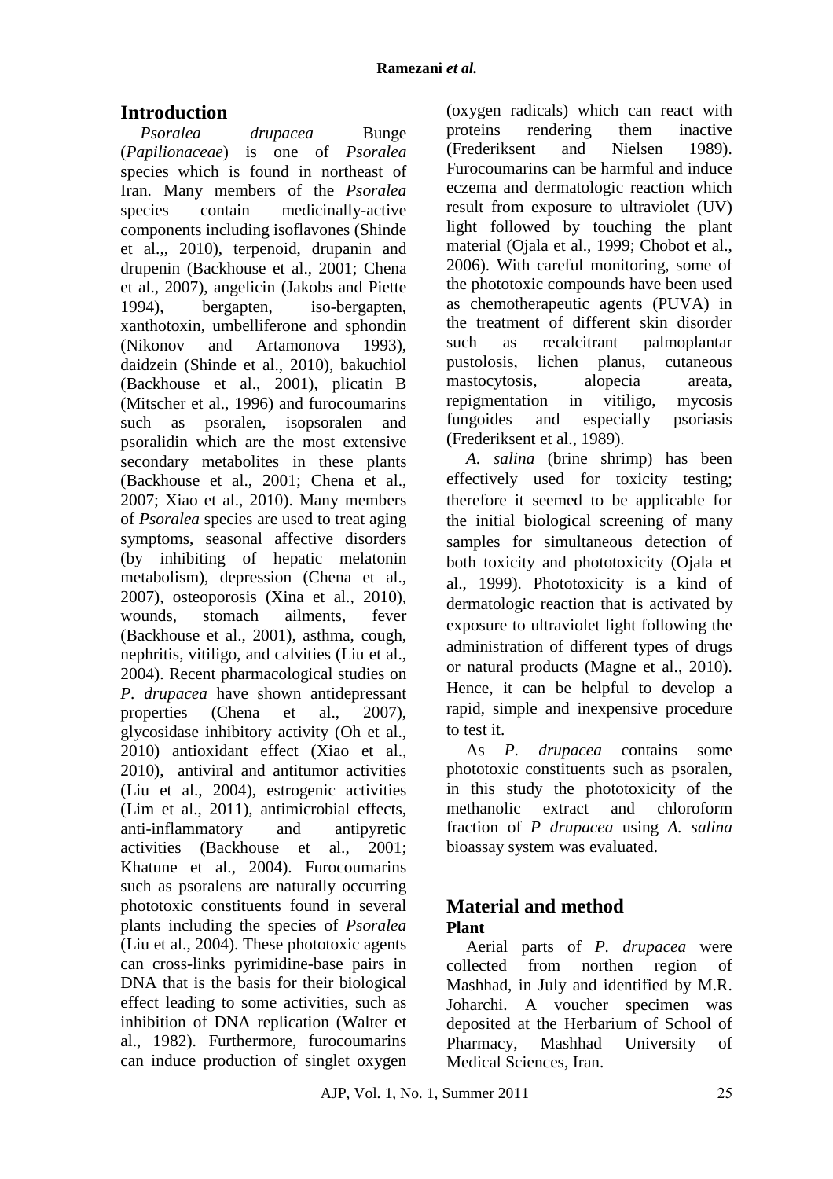## Introduction

*Psoralea drupacea* Bunge (*Papilionaceae*) is one of *Psoralea* species which is found in northeast of Iran. Many members of the *Psoralea* species contain medicinally-active components including isoflavones (Shinde et al.,, 2010), terpenoid, drupanin and drupenin (Backhouse et al., 2001; Chena et al., 2007), angelicin (Jakobs and Piette 1994), bergapten, iso-bergapten, xanthotoxin, umbelliferone and sphondin (Nikonov and Artamonova 1993), daidzein (Shinde et al., 2010), bakuchiol (Backhouse et al., 2001), plicatin B (Mitscher et al., 1996) and furocoumarins such as psoralen, isopsoralen and psoralidin which are the most extensive secondary metabolites in these plants (Backhouse et al., 2001; Chena et al., 2007; Xiao et al., 2010). Many members of *Psoralea* species are used to treat aging symptoms, seasonal affective disorders (by inhibiting of hepatic melatonin metabolism), depression (Chena et al., 2007), osteoporosis (Xina et al., 2010), wounds, stomach ailments, fever (Backhouse et al., 2001), asthma, cough, nephritis, vitiligo, and calvities (Liu et al., 2004). Recent pharmacological studies on *P. drupacea* have shown antidepressant properties (Chena et al., 2007), glycosidase inhibitory activity (Oh et al., 2010) antioxidant effect (Xiao et al., 2010), antiviral and antitumor activities (Liu et al., 2004), estrogenic activities (Lim et al., 2011), antimicrobial effects, anti-inflammatory and antipyretic activities (Backhouse et al., 2001; Khatune et al., 2004). Furocoumarins such as psoralens are naturally occurring phototoxic constituents found in several plants including the species of *Psoralea* (Liu et al., 2004). These phototoxic agents can cross-links pyrimidine-base pairs in DNA that is the basis for their biological effect leading to some activities, such as inhibition of DNA replication (Walter et al., 1982). Furthermore, furocoumarins can induce production of singlet oxygen (oxygen radicals) which can react with proteins rendering them inactive (Frederiksent and Nielsen 1989). Furocoumarins can be harmful and induce eczema and dermatologic reaction which result from exposure to ultraviolet (UV) light followed by touching the plant material (Ojala et al., 1999; Chobot et al., 2006). With careful monitoring, some of the phototoxic compounds have been used as chemotherapeutic agents (PUVA) in the treatment of different skin disorder such as recalcitrant palmoplantar pustolosis, lichen planus, cutaneous mastocytosis, alopecia areata, repigmentation in vitiligo, mycosis fungoides and especially psoriasis (Frederiksent et al., 1989).

*A. salina* (brine shrimp) has been effectively used for toxicity testing; therefore it seemed to be applicable for the initial biological screening of many samples for simultaneous detection of both toxicity and phototoxicity (Ojala et al., 1999). Phototoxicity is a kind of dermatologic reaction that is activated by exposure to ultraviolet light following the administration of different types of drugs or natural products (Magne et al., 2010). Hence, it can be helpful to develop a rapid, simple and inexpensive procedure to test it.

As *P. drupacea* contains some phototoxic constituents such as psoralen, in this study the phototoxicity of the methanolic extract and chloroform fraction of *P drupacea* using *A. salina* bioassay system was evaluated.

## Material and method

### Plant

Aerial parts of *P. drupacea* were collected from northen region of Mashhad, in July and identified by M.R. Joharchi. A voucher specimen was deposited at the Herbarium of School of Pharmacy, Mashhad University of Medical Sciences, Iran.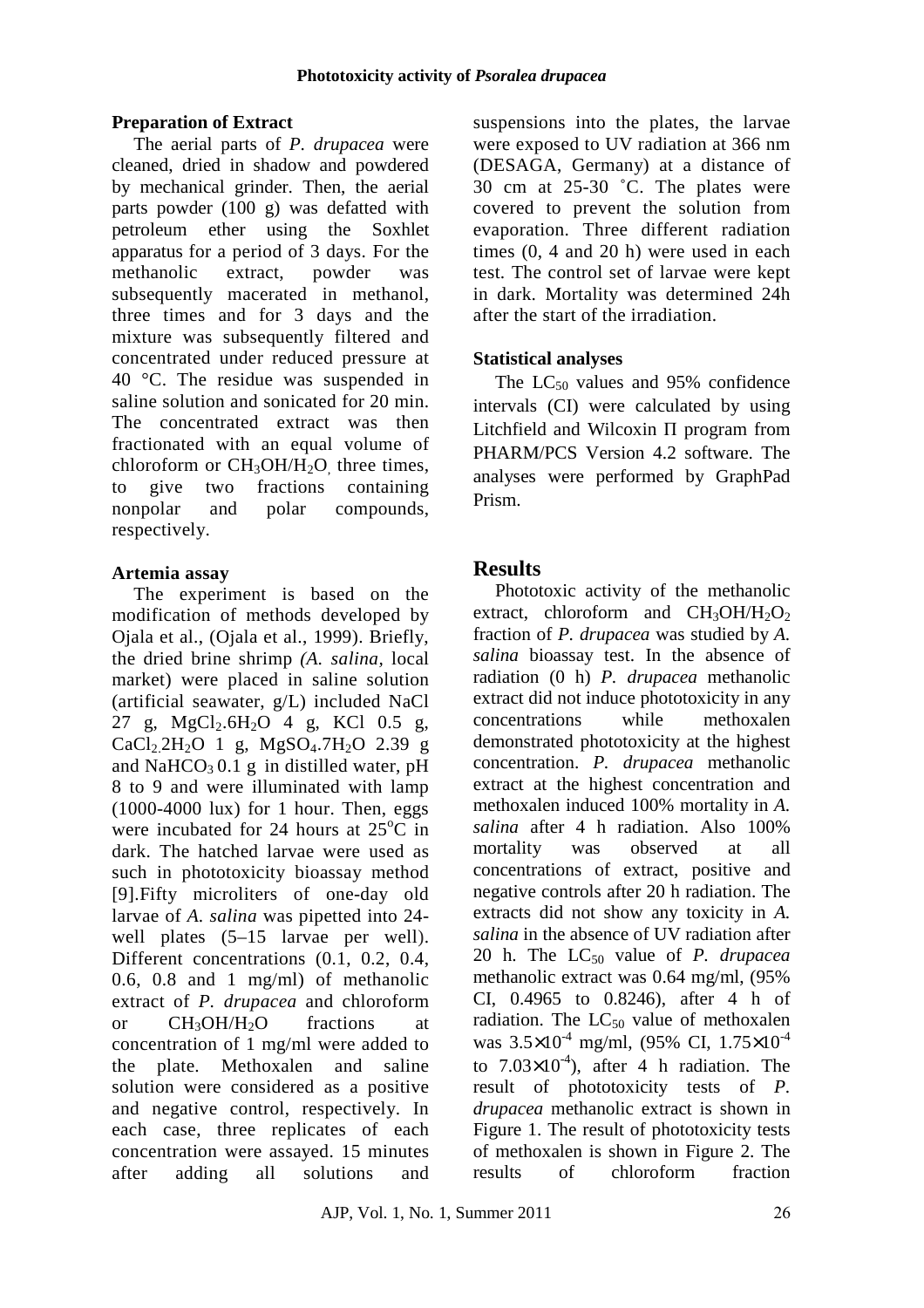### Preparation of Extract

The aerial parts of *P. drupacea* were cleaned, dried in shadow and powdered by mechanical grinder. Then, the aerial parts powder (100 g) was defatted with petroleum ether using the Soxhlet apparatus for a period of 3 days. For the methanolic extract, powder was subsequently macerated in methanol, three times and for 3 days and the mixture was subsequently filtered and concentrated under reduced pressure at 40 °C. The residue was suspended in saline solution and sonicated for 20 min. The concentrated extract was then fractionated with an equal volume of chloroform or $CH_3OH/H_2O$, three times, to give two fractions containing nonpolar and polar compounds, respectively.

### Artemia assay

The experiment is based on the modification of methods developed by Ojala et al., (Ojala et al., 1999). Briefly, the dried brine shrimp *(A. salina,* local market) were placed in saline solution (artificial seawater, g/L) included NaCl 27 g, $MgCl_2.6H_2O$ 4 g, KCl 0.5 g, $CaCl_2.2H_2O$ 1 g, $MgSO_4.7H_2O$ 2.39 g and $NaHCO_3$ 0.1 g in distilled water, pH 8 to 9 and were illuminated with lamp (1000-4000 lux) for 1 hour. Then, eggs were incubated for 24 hours at 25°C in dark. The hatched larvae were used as such in phototoxicity bioassay method [9].Fifty microliters of one-day old larvae of *A. salina* was pipetted into 24-well plates (5–15 larvae per well). Different concentrations (0.1, 0.2, 0.4, 0.6, 0.8 and 1 mg/ml) of methanolic extract of *P. drupacea* and chloroform or $CH_3OH/H_2O$ fractions at concentration of 1 mg/ml were added to the plate. Methoxalen and saline solution were considered as a positive and negative control, respectively. In each case, three replicates of each concentration were assayed. 15 minutes after adding all solutions and suspensions into the plates, the larvae were exposed to UV radiation at 366 nm (DESAGA, Germany) at a distance of 30 cm at 25-30 ˚C. The plates were covered to prevent the solution from evaporation. Three different radiation times (0, 4 and 20 h) were used in each test. The control set of larvae were kept in dark. Mortality was determined 24h after the start of the irradiation.

### Statistical analyses

The $LC_{50}$ values and 95% confidence intervals (CI) were calculated by using Litchfield and Wilcoxin Π program from PHARM/PCS Version 4.2 software. The analyses were performed by GraphPad Prism.

## Results

Phototoxic activity of the methanolic extract, chloroform and $CH_3OH/H_2O_2$ fraction of *P. drupacea* was studied by *A. salina* bioassay test. In the absence of radiation (0 h) *P. drupacea* methanolic extract did not induce phototoxicity in any concentrations while methoxalen demonstrated phototoxicity at the highest concentration. *P. drupacea* methanolic extract at the highest concentration and methoxalen induced 100% mortality in *A. salina* after 4 h radiation. Also 100% mortality was observed at all concentrations of extract, positive and negative controls after 20 h radiation. The extracts did not show any toxicity in *A. salina* in the absence of UV radiation after 20 h. The $LC_{50}$ value of *P. drupacea* methanolic extract was 0.64 mg/ml, (95% CI, 0.4965 to 0.8246), after 4 h of radiation. The $LC_{50}$ value of methoxalen was $3.5\times10^{-4}$ mg/ml, (95% CI, $1.75\times10^{-4}$ to $7.03\times10^{-4}$), after 4 h radiation. The result of phototoxicity tests of *P. drupacea* methanolic extract is shown in Figure 1. The result of phototoxicity tests of methoxalen is shown in Figure 2. The results of chloroform fraction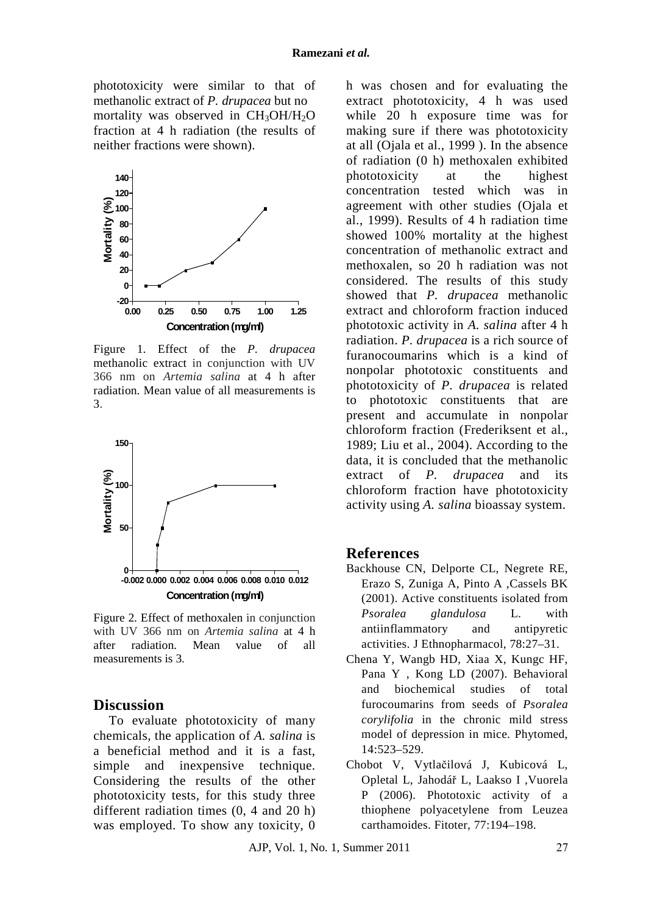phototoxicity were similar to that of methanolic extract of *P. drupacea* but no mortality was observed in $CH_3OH/H_2O$ fraction at 4 h radiation (the results of neither fractions were shown).

Figure 1. Effect of the *P. drupacea* methanolic extract in conjunction with UV 366 nm on *Artemia salina* at 4 h after radiation. Mean value of all measurements is 3.

Figure 2. Effect of methoxalen in conjunction with UV 366 nm on *Artemia salina* at 4 h after radiation. Mean value of all measurements is 3.

## Discussion

To evaluate phototoxicity of many chemicals, the application of *A. salina* is a beneficial method and it is a fast, simple and inexpensive technique. Considering the results of the other phototoxicity tests, for this study three different radiation times (0, 4 and 20 h) was employed. To show any toxicity, 0 h was chosen and for evaluating the extract phototoxicity, 4 h was used while 20 h exposure time was for making sure if there was phototoxicity at all (Ojala et al., 1999 ). In the absence of radiation (0 h) methoxalen exhibited phototoxicity at the highest concentration tested which was in agreement with other studies (Ojala et al., 1999). Results of 4 h radiation time showed 100% mortality at the highest concentration of methanolic extract and methoxalen, so 20 h radiation was not considered. The results of this study showed that *P. drupacea* methanolic extract and chloroform fraction induced phototoxic activity in *A. salina* after 4 h radiation. *P. drupacea* is a rich source of furanocoumarins which is a kind of nonpolar phototoxic constituents and phototoxicity of *P. drupacea* is related to phototoxic constituents that are present and accumulate in nonpolar chloroform fraction (Frederiksent et al., 1989; Liu et al., 2004). According to the data, it is concluded that the methanolic extract of *P. drupacea* and its chloroform fraction have phototoxicity activity using *A. salina* bioassay system.

## References

Backhouse CN, Delporte CL, Negrete RE, Erazo S, Zuniga A, Pinto A ,Cassels BK (2001). Active constituents isolated from *Psoralea glandulosa* L. with antiinflammatory and antipyretic activities. J Ethnopharmacol, 78:27–31.

Chena Y, Wangb HD, Xiaa X, Kungc HF, Pana Y , Kong LD (2007). Behavioral and biochemical studies of total furocoumarins from seeds of *Psoralea corylifolia* in the chronic mild stress model of depression in mice. Phytomed, 14:523–529.

Chobot V, Vytlačilová J, Kubicová L, Opletal L, Jahodář L, Laakso I ,Vuorela P (2006). Phototoxic activity of a thiophene polyacetylene from Leuzea carthamoides. Fitoter, 77:194–198.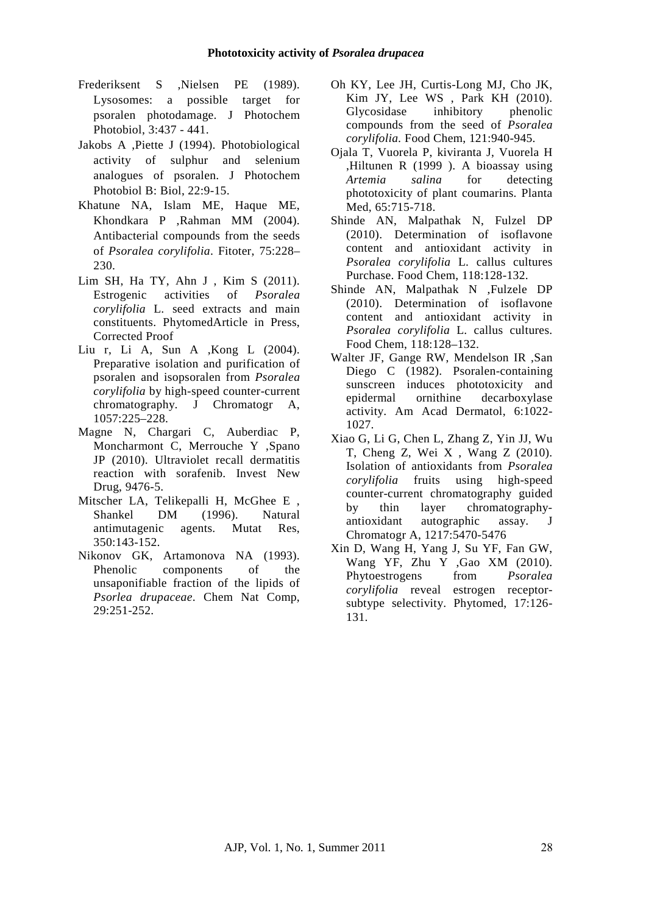Frederiksent S ,Nielsen PE (1989). Lysosomes: a possible target for psoralen photodamage. J Photochem Photobiol, 3:437 - 441.

Jakobs A ,Piette J (1994). Photobiological activity of sulphur and selenium analogues of psoralen. J Photochem Photobiol B: Biol, 22:9-15.

Khatune NA, Islam ME, Haque ME, Khondkara P ,Rahman MM (2004). Antibacterial compounds from the seeds of *Psoralea corylifolia*. Fitoter, 75:228–230.

Lim SH, Ha TY, Ahn J , Kim S (2011). Estrogenic activities of *Psoralea corylifolia* L. seed extracts and main constituents. PhytomedArticle in Press, Corrected Proof

Liu r, Li A, Sun A ,Kong L (2004). Preparative isolation and purification of psoralen and isopsoralen from *Psoralea corylifolia* by high-speed counter-current chromatography. J Chromatogr A, 1057:225–228.

Magne N, Chargari C, Auberdiac P, Moncharmont C, Merrouche Y ,Spano JP (2010). Ultraviolet recall dermatitis reaction with sorafenib. Invest New Drug, 9476-5.

Mitscher LA, Telikepalli H, McGhee E , Shankel DM (1996). Natural antimutagenic agents. Mutat Res, 350:143-152.

Nikonov GK, Artamonova NA (1993). Phenolic components of the unsaponifiable fraction of the lipids of *Psorlea drupaceae*. Chem Nat Comp, 29:251-252.

Oh KY, Lee JH, Curtis-Long MJ, Cho JK, Kim JY, Lee WS , Park KH (2010). Glycosidase inhibitory phenolic compounds from the seed of *Psoralea corylifolia*. Food Chem, 121:940-945.

Ojala T, Vuorela P, kiviranta J, Vuorela H ,Hiltunen R (1999 ). A bioassay using *Artemia salina* for detecting phototoxicity of plant coumarins. Planta Med, 65:715-718.

Shinde AN, Malpathak N, Fulzel DP (2010). Determination of isoflavone content and antioxidant activity in *Psoralea corylifolia* L. callus cultures Purchase. Food Chem, 118:128-132.

Shinde AN, Malpathak N ,Fulzele DP (2010). Determination of isoflavone content and antioxidant activity in *Psoralea corylifolia* L. callus cultures. Food Chem, 118:128–132.

Walter JF, Gange RW, Mendelson IR ,San Diego C (1982). Psoralen-containing sunscreen induces phototoxicity and epidermal ornithine decarboxylase activity. Am Acad Dermatol, 6:1022-1027.

Xiao G, Li G, Chen L, Zhang Z, Yin JJ, Wu T, Cheng Z, Wei X , Wang Z (2010). Isolation of antioxidants from *Psoralea corylifolia* fruits using high-speed counter-current chromatography guided by thin layer chromatography-antioxidant autographic assay. J Chromatogr A, 1217:5470-5476

Xin D, Wang H, Yang J, Su YF, Fan GW, Wang YF, Zhu Y ,Gao XM (2010). Phytoestrogens from *Psoralea corylifolia* reveal estrogen receptor-subtype selectivity. Phytomed, 17:126-131.